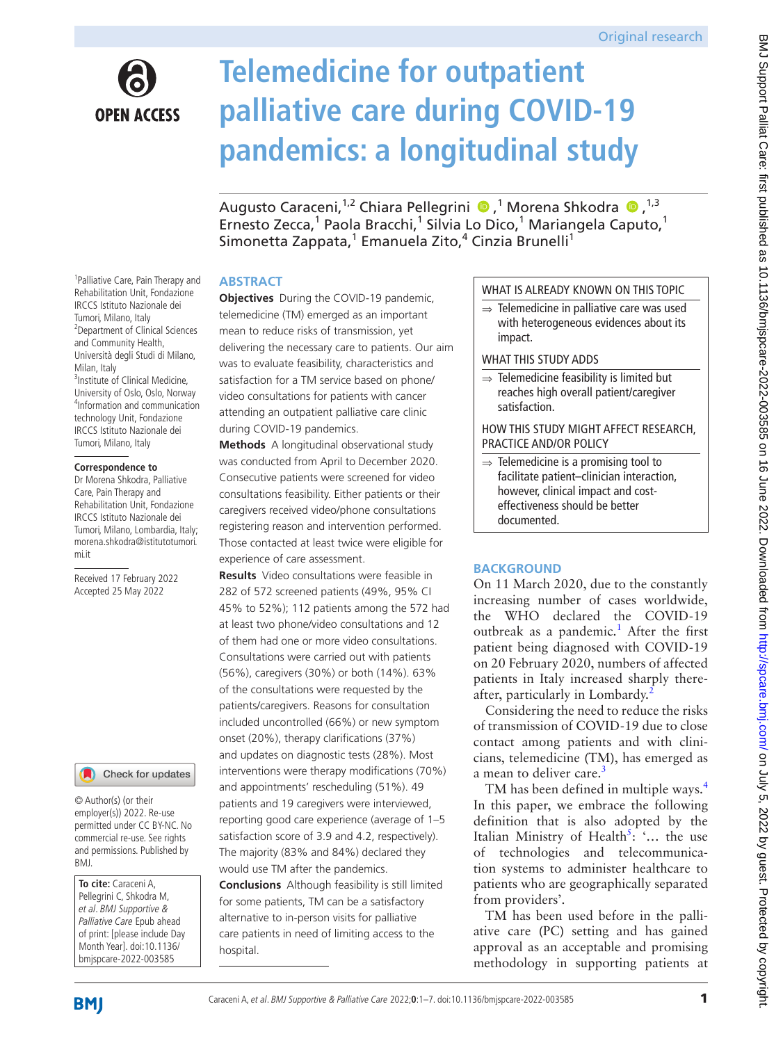Original research

# Telemedicine for outpatient palliative care during COVID-19 pandemics: a longitudinal study

Augusto Caraceni,[1,2] Chiara Pellegrini,[1] Morena Shkodra,[1,3] Ernesto Zecca,[1] Paola Bracchi,[1] Silvia Lo Dico,[1] Mariangela Caputo,[1] Simonetta Zappata,[1] Emanuela Zito,[4] Cinzia Brunelli[1]

[1]Palliative Care, Pain Therapy and Rehabilitation Unit, Fondazione IRCCS Istituto Nazionale dei Tumori, Milano, Italy
[2]Department of Clinical Sciences and Community Health, Università degli Studi di Milano, Milan, Italy
[3]Institute of Clinical Medicine, University of Oslo, Oslo, Norway
[4]Information and communication technology Unit, Fondazione IRCCS Istituto Nazionale dei Tumori, Milano, Italy

**Correspondence to**
Dr Morena Shkodra, Palliative Care, Pain Therapy and Rehabilitation Unit, Fondazione IRCCS Istituto Nazionale dei Tumori, Milano, Lombardia, Italy; morena.shkodra@istitutotumori.mi.it

Received 17 February 2022
Accepted 25 May 2022

© Author(s) (or their employer(s)) 2022. Re-use permitted under CC BY-NC. No commercial re-use. See rights and permissions. Published by BMJ.

**To cite:** Caraceni A, Pellegrini C, Shkodra M, *et al. BMJ Supportive & Palliative Care* Epub ahead of print: [please include Day Month Year]. doi:10.1136/bmjspcare-2022-003585

## ABSTRACT

**Objectives** During the COVID-19 pandemic, telemedicine (TM) emerged as an important mean to reduce risks of transmission, yet delivering the necessary care to patients. Our aim was to evaluate feasibility, characteristics and satisfaction for a TM service based on phone/video consultations for patients with cancer attending an outpatient palliative care clinic during COVID-19 pandemics.

**Methods** A longitudinal observational study was conducted from April to December 2020. Consecutive patients were screened for video consultations feasibility. Either patients or their caregivers received video/phone consultations registering reason and intervention performed. Those contacted at least twice were eligible for experience of care assessment.

**Results** Video consultations were feasible in 282 of 572 screened patients (49%, 95% CI 45% to 52%); 112 patients among the 572 had at least two phone/video consultations and 12 of them had one or more video consultations. Consultations were carried out with patients (56%), caregivers (30%) or both (14%). 63% of the consultations were requested by the patients/caregivers. Reasons for consultation included uncontrolled (66%) or new symptom onset (20%), therapy clarifications (37%) and updates on diagnostic tests (28%). Most interventions were therapy modifications (70%) and appointments' rescheduling (51%). 49 patients and 19 caregivers were interviewed, reporting good care experience (average of 1–5 satisfaction score of 3.9 and 4.2, respectively). The majority (83% and 84%) declared they would use TM after the pandemics.

**Conclusions** Although feasibility is still limited for some patients, TM can be a satisfactory alternative to in-person visits for palliative care patients in need of limiting access to the hospital.

**WHAT IS ALREADY KNOWN ON THIS TOPIC**

⇒ Telemedicine in palliative care was used with heterogeneous evidences about its impact.

**WHAT THIS STUDY ADDS**

⇒ Telemedicine feasibility is limited but reaches high overall patient/caregiver satisfaction.

**HOW THIS STUDY MIGHT AFFECT RESEARCH, PRACTICE AND/OR POLICY**

⇒ Telemedicine is a promising tool to facilitate patient–clinician interaction, however, clinical impact and cost-effectiveness should be better documented.

## BACKGROUND

On 11 March 2020, due to the constantly increasing number of cases worldwide, the WHO declared the COVID-19 outbreak as a pandemic.[1] After the first patient being diagnosed with COVID-19 on 20 February 2020, numbers of affected patients in Italy increased sharply thereafter, particularly in Lombardy.[2]

Considering the need to reduce the risks of transmission of COVID-19 due to close contact among patients and with clinicians, telemedicine (TM), has emerged as a mean to deliver care.[3]

TM has been defined in multiple ways.[4] In this paper, we embrace the following definition that is also adopted by the Italian Ministry of Health[5]: '... the use of technologies and telecommunication systems to administer healthcare to patients who are geographically separated from providers'.

TM has been used before in the palliative care (PC) setting and has gained approval as an acceptable and promising methodology in supporting patients at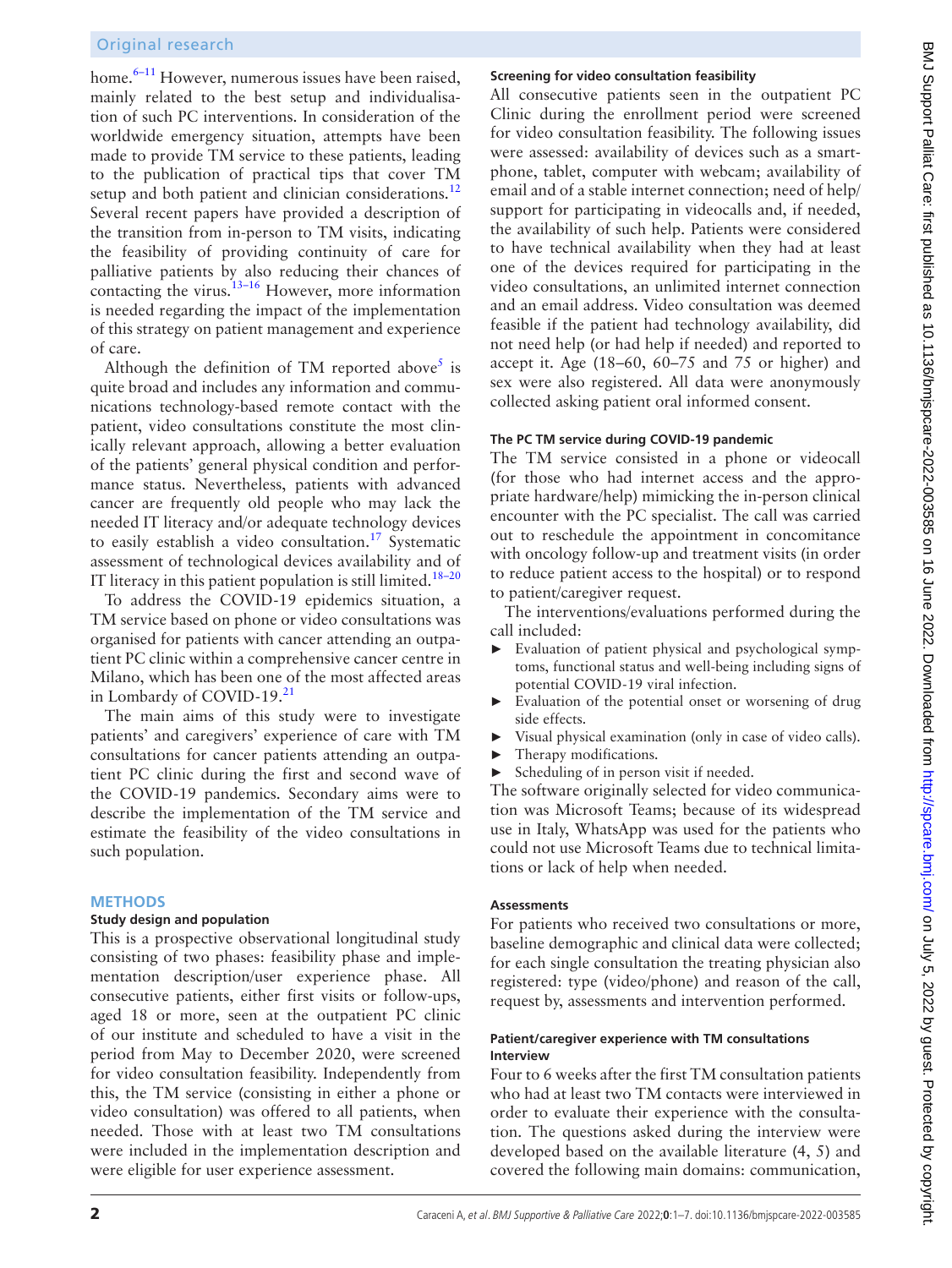home.[6–11] However, numerous issues have been raised, mainly related to the best setup and individualisation of such PC interventions. In consideration of the worldwide emergency situation, attempts have been made to provide TM service to these patients, leading to the publication of practical tips that cover TM setup and both patient and clinician considerations.[12] Several recent papers have provided a description of the transition from in-person to TM visits, indicating the feasibility of providing continuity of care for palliative patients by also reducing their chances of contacting the virus.[13–16] However, more information is needed regarding the impact of the implementation of this strategy on patient management and experience of care.

Although the definition of TM reported above[5] is quite broad and includes any information and communications technology-based remote contact with the patient, video consultations constitute the most clinically relevant approach, allowing a better evaluation of the patients' general physical condition and performance status. Nevertheless, patients with advanced cancer are frequently old people who may lack the needed IT literacy and/or adequate technology devices to easily establish a video consultation.[17] Systematic assessment of technological devices availability and of IT literacy in this patient population is still limited.[18–20]

To address the COVID-19 epidemics situation, a TM service based on phone or video consultations was organised for patients with cancer attending an outpatient PC clinic within a comprehensive cancer centre in Milano, which has been one of the most affected areas in Lombardy of COVID-19.[21]

The main aims of this study were to investigate patients' and caregivers' experience of care with TM consultations for cancer patients attending an outpatient PC clinic during the first and second wave of the COVID-19 pandemics. Secondary aims were to describe the implementation of the TM service and estimate the feasibility of the video consultations in such population.

## METHODS

### Study design and population

This is a prospective observational longitudinal study consisting of two phases: feasibility phase and implementation description/user experience phase. All consecutive patients, either first visits or follow-ups, aged 18 or more, seen at the outpatient PC clinic of our institute and scheduled to have a visit in the period from May to December 2020, were screened for video consultation feasibility. Independently from this, the TM service (consisting in either a phone or video consultation) was offered to all patients, when needed. Those with at least two TM consultations were included in the implementation description and were eligible for user experience assessment.

### Screening for video consultation feasibility

All consecutive patients seen in the outpatient PC Clinic during the enrollment period were screened for video consultation feasibility. The following issues were assessed: availability of devices such as a smartphone, tablet, computer with webcam; availability of email and of a stable internet connection; need of help/support for participating in videocalls and, if needed, the availability of such help. Patients were considered to have technical availability when they had at least one of the devices required for participating in the video consultations, an unlimited internet connection and an email address. Video consultation was deemed feasible if the patient had technology availability, did not need help (or had help if needed) and reported to accept it. Age (18–60, 60–75 and 75 or higher) and sex were also registered. All data were anonymously collected asking patient oral informed consent.

### The PC TM service during COVID-19 pandemic

The TM service consisted in a phone or videocall (for those who had internet access and the appropriate hardware/help) mimicking the in-person clinical encounter with the PC specialist. The call was carried out to reschedule the appointment in concomitance with oncology follow-up and treatment visits (in order to reduce patient access to the hospital) or to respond to patient/caregiver request.

The interventions/evaluations performed during the call included:

- Evaluation of patient physical and psychological symptoms, functional status and well-being including signs of potential COVID-19 viral infection.
- Evaluation of the potential onset or worsening of drug side effects.
- Visual physical examination (only in case of video calls).
- Therapy modifications.
- Scheduling of in person visit if needed.

The software originally selected for video communication was Microsoft Teams; because of its widespread use in Italy, WhatsApp was used for the patients who could not use Microsoft Teams due to technical limitations or lack of help when needed.

### Assessments

For patients who received two consultations or more, baseline demographic and clinical data were collected; for each single consultation the treating physician also registered: type (video/phone) and reason of the call, request by, assessments and intervention performed.

### Patient/caregiver experience with TM consultations

#### Interview

Four to 6 weeks after the first TM consultation patients who had at least two TM contacts were interviewed in order to evaluate their experience with the consultation. The questions asked during the interview were developed based on the available literature (4, 5) and covered the following main domains: communication,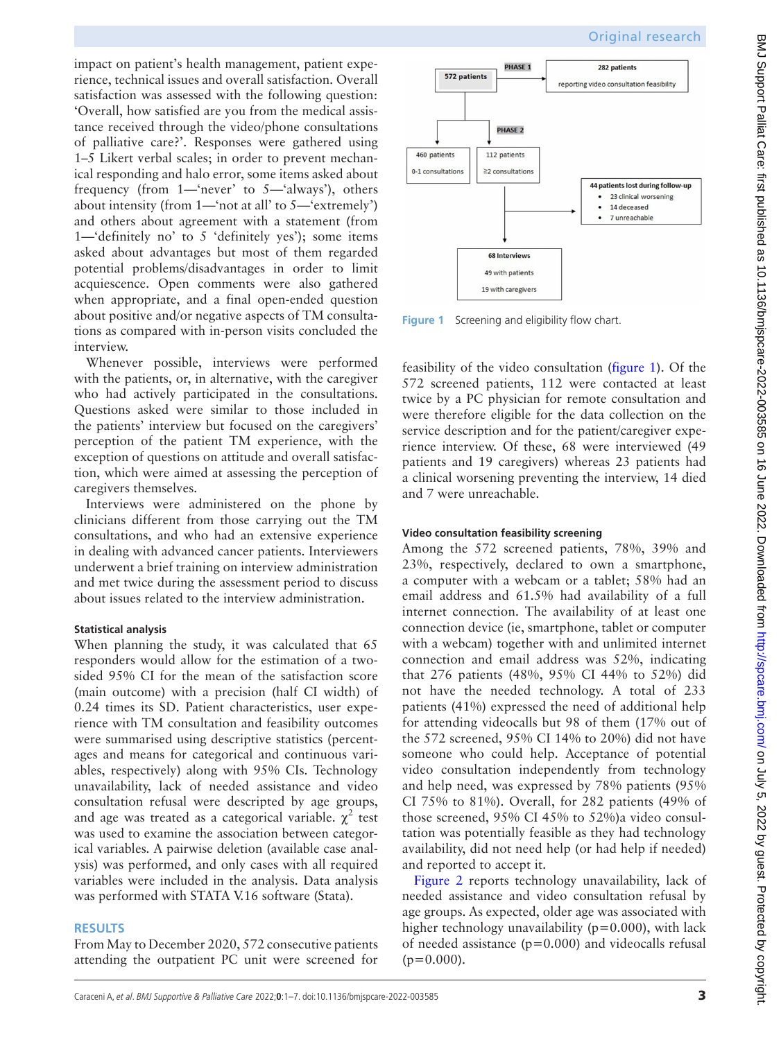impact on patient's health management, patient experience, technical issues and overall satisfaction. Overall satisfaction was assessed with the following question: 'Overall, how satisfied are you from the medical assistance received through the video/phone consultations of palliative care?'. Responses were gathered using 1–5 Likert verbal scales; in order to prevent mechanical responding and halo error, some items asked about frequency (from 1—'never' to 5—'always'), others about intensity (from 1—'not at all' to 5—'extremely') and others about agreement with a statement (from 1—'definitely no' to 5 'definitely yes'); some items asked about advantages but most of them regarded potential problems/disadvantages in order to limit acquiescence. Open comments were also gathered when appropriate, and a final open-ended question about positive and/or negative aspects of TM consultations as compared with in-person visits concluded the interview.

Whenever possible, interviews were performed with the patients, or, in alternative, with the caregiver who had actively participated in the consultations. Questions asked were similar to those included in the patients' interview but focused on the caregivers' perception of the patient TM experience, with the exception of questions on attitude and overall satisfaction, which were aimed at assessing the perception of caregivers themselves.

Interviews were administered on the phone by clinicians different from those carrying out the TM consultations, and who had an extensive experience in dealing with advanced cancer patients. Interviewers underwent a brief training on interview administration and met twice during the assessment period to discuss about issues related to the interview administration.

### Statistical analysis

When planning the study, it was calculated that 65 responders would allow for the estimation of a two-sided 95% CI for the mean of the satisfaction score (main outcome) with a precision (half CI width) of 0.24 times its SD. Patient characteristics, user experience with TM consultation and feasibility outcomes were summarised using descriptive statistics (percentages and means for categorical and continuous variables, respectively) along with 95% CIs. Technology unavailability, lack of needed assistance and video consultation refusal were described by age groups, and age was treated as a categorical variable. $\chi^2$ test was used to examine the association between categorical variables. A pairwise deletion (available case analysis) was performed, and only cases with all required variables were included in the analysis. Data analysis was performed with STATA V.16 software (Stata).

## RESULTS

From May to December 2020, 572 consecutive patients attending the outpatient PC unit were screened for feasibility of the video consultation (figure 1). Of the 572 screened patients, 112 were contacted at least twice by a PC physician for remote consultation and were therefore eligible for the data collection on the service description and for the patient/caregiver experience interview. Of these, 68 were interviewed (49 patients and 19 caregivers) whereas 23 patients had a clinical worsening preventing the interview, 14 died and 7 were unreachable.

PHASE 1: 572 patients → 282 patients reporting video consultation feasibility

PHASE 2: 460 patients (0-1 consultations); 112 patients (≥2 consultations)

44 patients lost during follow-up:
- 23 clinical worsening
- 14 deceased
- 7 unreachable

68 Interviews: 49 with patients, 19 with caregivers

Figure 1 Screening and eligibility flow chart.

### Video consultation feasibility screening

Among the 572 screened patients, 78%, 39% and 23%, respectively, declared to own a smartphone, a computer with a webcam or a tablet; 58% had an email address and 61.5% had availability of a full internet connection. The availability of at least one connection device (ie, smartphone, tablet or computer with a webcam) together with unlimited internet connection and email address was 52%, indicating that 276 patients (48%, 95% CI 44% to 52%) did not have the needed technology. A total of 233 patients (41%) expressed the need of additional help for attending videocalls but 98 of them (17% out of the 572 screened, 95% CI 14% to 20%) did not have someone who could help. Acceptance of potential video consultation independently from technology and help need, was expressed by 78% patients (95% CI 75% to 81%). Overall, for 282 patients (49% of those screened, 95% CI 45% to 52%)a video consultation was potentially feasible as they had technology availability, did not need help (or had help if needed) and reported to accept it.

Figure 2 reports technology unavailability, lack of needed assistance and video consultation refusal by age groups. As expected, older age was associated with higher technology unavailability (p=0.000), with lack of needed assistance (p=0.000) and videocalls refusal (p=0.000).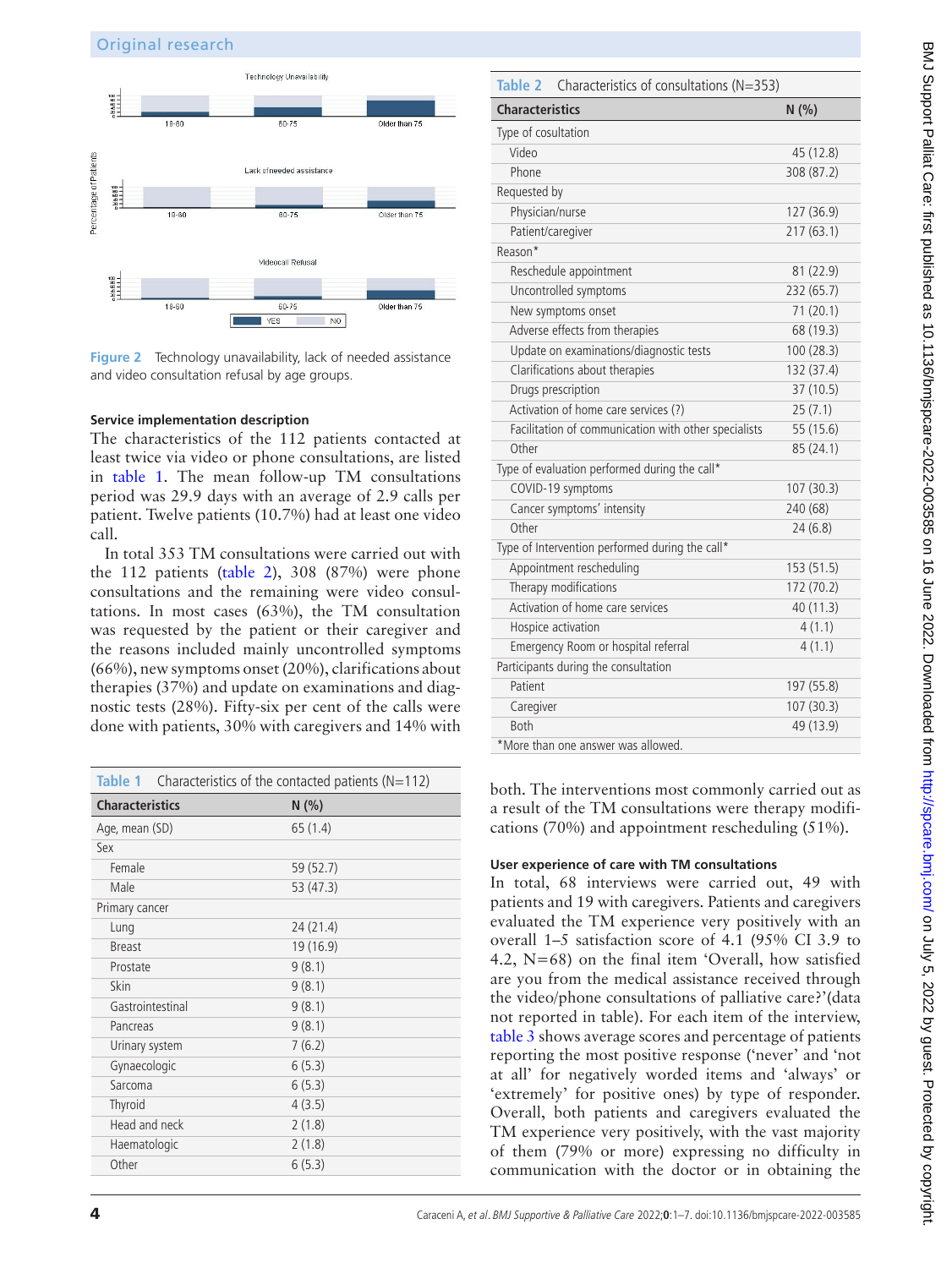Figure 2 Technology unavailability, lack of needed assistance and video consultation refusal by age groups.

### Service implementation description

The characteristics of the 112 patients contacted at least twice via video or phone consultations, are listed in table 1. The mean follow-up TM consultations period was 29.9 days with an average of 2.9 calls per patient. Twelve patients (10.7%) had at least one video call.

In total 353 TM consultations were carried out with the 112 patients (table 2), 308 (87%) were phone consultations and the remaining were video consultations. In most cases (63%), the TM consultation was requested by the patient or their caregiver and the reasons included mainly uncontrolled symptoms (66%), new symptoms onset (20%), clarifications about therapies (37%) and update on examinations and diagnostic tests (28%). Fifty-six per cent of the calls were done with patients, 30% with caregivers and 14% with both. The interventions most commonly carried out as a result of the TM consultations were therapy modifications (70%) and appointment rescheduling (51%).

**Table 1** Characteristics of the contacted patients (N=112)

| Characteristics | N (%) |
|---|---|
| Age, mean (SD) | 65 (1.4) |
| Sex | |
| Female | 59 (52.7) |
| Male | 53 (47.3) |
| Primary cancer | |
| Lung | 24 (21.4) |
| Breast | 19 (16.9) |
| Prostate | 9 (8.1) |
| Skin | 9 (8.1) |
| Gastrointestinal | 9 (8.1) |
| Pancreas | 9 (8.1) |
| Urinary system | 7 (6.2) |
| Gynaecologic | 6 (5.3) |
| Sarcoma | 6 (5.3) |
| Thyroid | 4 (3.5) |
| Head and neck | 2 (1.8) |
| Haematologic | 2 (1.8) |
| Other | 6 (5.3) |

**Table 2** Characteristics of consultations (N=353)

| Characteristics | N (%) |
|---|---|
| Type of cosultation | |
| Video | 45 (12.8) |
| Phone | 308 (87.2) |
| Requested by | |
| Physician/nurse | 127 (36.9) |
| Patient/caregiver | 217 (63.1) |
| Reason* | |
| Reschedule appointment | 81 (22.9) |
| Uncontrolled symptoms | 232 (65.7) |
| New symptoms onset | 71 (20.1) |
| Adverse effects from therapies | 68 (19.3) |
| Update on examinations/diagnostic tests | 100 (28.3) |
| Clarifications about therapies | 132 (37.4) |
| Drugs prescription | 37 (10.5) |
| Activation of home care services (?) | 25 (7.1) |
| Facilitation of communication with other specialists | 55 (15.6) |
| Other | 85 (24.1) |
| Type of evaluation performed during the call* | |
| COVID-19 symptoms | 107 (30.3) |
| Cancer symptoms' intensity | 240 (68) |
| Other | 24 (6.8) |
| Type of Intervention performed during the call* | |
| Appointment rescheduling | 153 (51.5) |
| Therapy modifications | 172 (70.2) |
| Activation of home care services | 40 (11.3) |
| Hospice activation | 4 (1.1) |
| Emergency Room or hospital referral | 4 (1.1) |
| Participants during the consultation | |
| Patient | 197 (55.8) |
| Caregiver | 107 (30.3) |
| Both | 49 (13.9) |

*More than one answer was allowed.

### User experience of care with TM consultations

In total, 68 interviews were carried out, 49 with patients and 19 with caregivers. Patients and caregivers evaluated the TM experience very positively with an overall 1–5 satisfaction score of 4.1 (95% CI 3.9 to 4.2, N=68) on the final item 'Overall, how satisfied are you from the medical assistance received through the video/phone consultations of palliative care?'(data not reported in table). For each item of the interview, table 3 shows average scores and percentage of patients reporting the most positive response ('never' and 'not at all' for negatively worded items and 'always' or 'extremely' for positive ones) by type of responder. Overall, both patients and caregivers evaluated the TM experience very positively, with the vast majority of them (79% or more) expressing no difficulty in communication with the doctor or in obtaining the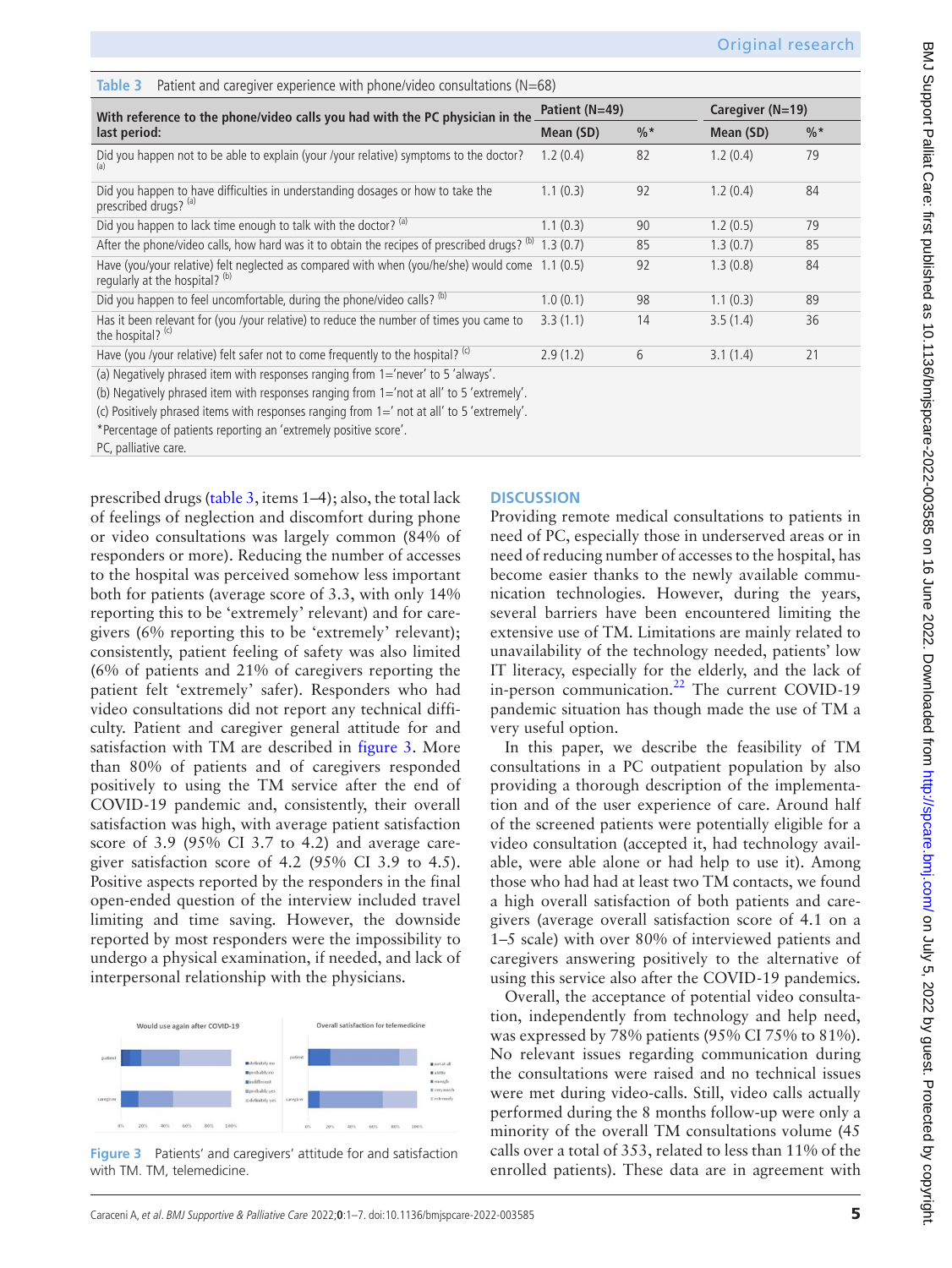Table 3 Patient and caregiver experience with phone/video consultations (N=68)

| With reference to the phone/video calls you had with the PC physician in the last period: | Patient (N=49) | | Caregiver (N=19) | |
|---|---|---|---|---|
| | Mean (SD) | %* | Mean (SD) | %* |
| Did you happen not to be able to explain (your /your relative) symptoms to the doctor? [(a)] | 1.2 (0.4) | 82 | 1.2 (0.4) | 79 |
| Did you happen to have difficulties in understanding dosages or how to take the prescribed drugs? [(a)] | 1.1 (0.3) | 92 | 1.2 (0.4) | 84 |
| Did you happen to lack time enough to talk with the doctor? [(a)] | 1.1 (0.3) | 90 | 1.2 (0.5) | 79 |
| After the phone/video calls, how hard was it to obtain the recipes of prescribed drugs? [(b)] | 1.3 (0.7) | 85 | 1.3 (0.7) | 85 |
| Have (you/your relative) felt neglected as compared with when (you/he/she) would come regularly at the hospital? [(b)] | 1.1 (0.5) | 92 | 1.3 (0.8) | 84 |
| Did you happen to feel uncomfortable, during the phone/video calls? [(b)] | 1.0 (0.1) | 98 | 1.1 (0.3) | 89 |
| Has it been relevant for (you /your relative) to reduce the number of times you came to the hospital? [(c)] | 3.3 (1.1) | 14 | 3.5 (1.4) | 36 |
| Have (you /your relative) felt safer not to come frequently to the hospital? [(c)] | 2.9 (1.2) | 6 | 3.1 (1.4) | 21 |

(a) Negatively phrased item with responses ranging from 1='never' to 5 'always'.
(b) Negatively phrased item with responses ranging from 1='not at all' to 5 'extremely'.
(c) Positively phrased items with responses ranging from 1=' not at all' to 5 'extremely'.
*Percentage of patients reporting an 'extremely positive score'.
PC, palliative care.

prescribed drugs (table 3, items 1–4); also, the total lack of feelings of neglection and discomfort during phone or video consultations was largely common (84% of responders or more). Reducing the number of accesses to the hospital was perceived somehow less important both for patients (average score of 3.3, with only 14% reporting this to be 'extremely' relevant) and for caregivers (6% reporting this to be 'extremely' relevant); consistently, patient feeling of safety was also limited (6% of patients and 21% of caregivers reporting the patient felt 'extremely' safer). Responders who had video consultations did not report any technical difficulty. Patient and caregiver general attitude for and satisfaction with TM are described in figure 3. More than 80% of patients and of caregivers responded positively to using the TM service after the end of COVID-19 pandemic and, consistently, their overall satisfaction was high, with average patient satisfaction score of 3.9 (95% CI 3.7 to 4.2) and average caregiver satisfaction score of 4.2 (95% CI 3.9 to 4.5). Positive aspects reported by the responders in the final open-ended question of the interview included travel limiting and time saving. However, the downside reported by most responders were the impossibility to undergo a physical examination, if needed, and lack of interpersonal relationship with the physicians.

Figure 3 Patients' and caregivers' attitude for and satisfaction with TM. TM, telemedicine.

## DISCUSSION

Providing remote medical consultations to patients in need of PC, especially those in underserved areas or in need of reducing number of accesses to the hospital, has become easier thanks to the newly available communication technologies. However, during the years, several barriers have been encountered limiting the extensive use of TM. Limitations are mainly related to unavailability of the technology needed, patients' low IT literacy, especially for the elderly, and the lack of in-person communication.[22] The current COVID-19 pandemic situation has though made the use of TM a very useful option.

In this paper, we describe the feasibility of TM consultations in a PC outpatient population by also providing a thorough description of the implementation and of the user experience of care. Around half of the screened patients were potentially eligible for a video consultation (accepted it, had technology available, were able alone or had help to use it). Among those who had had at least two TM contacts, we found a high overall satisfaction of both patients and caregivers (average overall satisfaction score of 4.1 on a 1–5 scale) with over 80% of interviewed patients and caregivers answering positively to the alternative of using this service also after the COVID-19 pandemics.

Overall, the acceptance of potential video consultation, independently from technology and help need, was expressed by 78% patients (95% CI 75% to 81%). No relevant issues regarding communication during the consultations were raised and no technical issues were met during video-calls. Still, video calls actually performed during the 8 months follow-up were only a minority of the overall TM consultations volume (45 calls over a total of 353, related to less than 11% of the enrolled patients). These data are in agreement with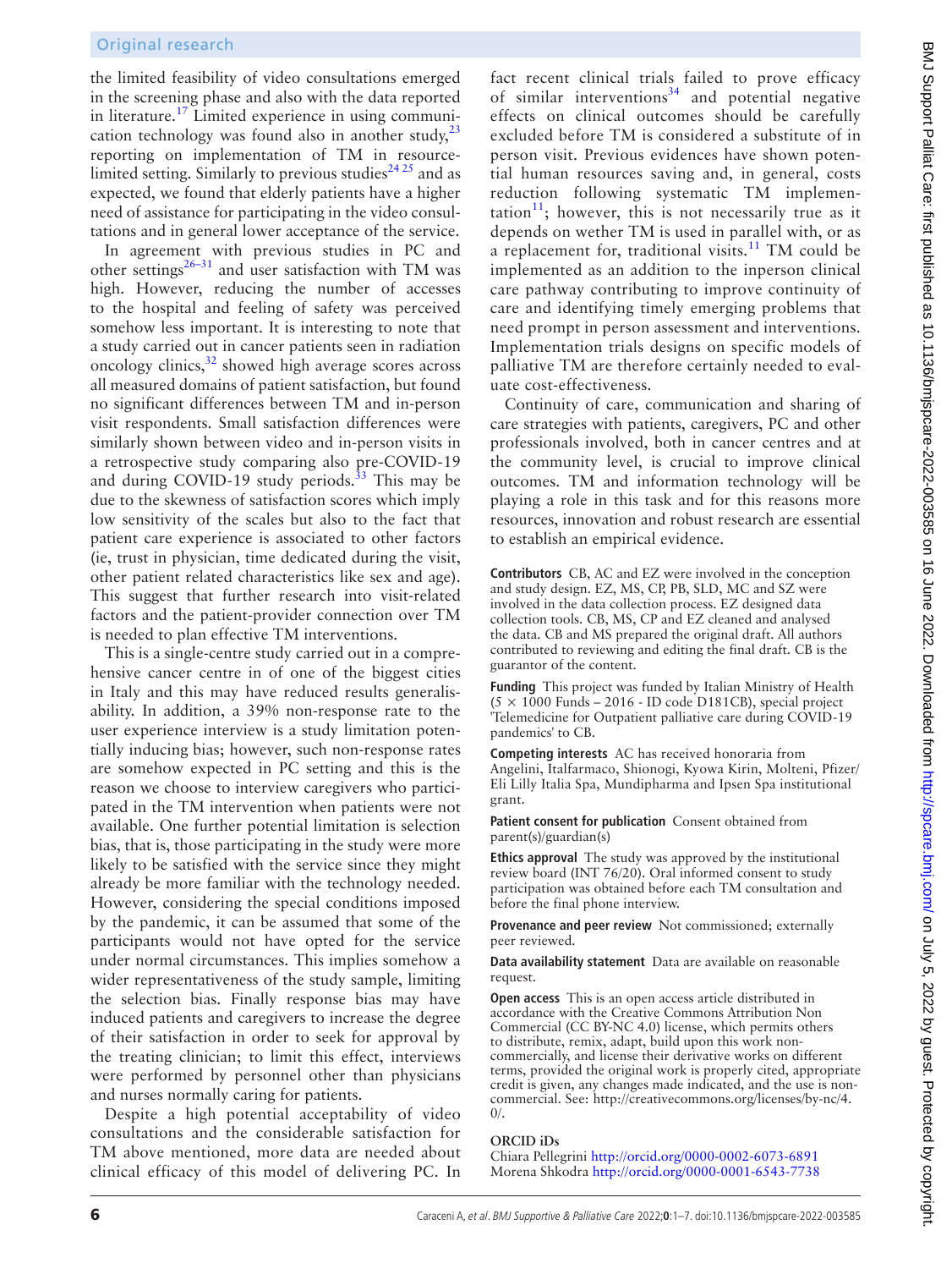the limited feasibility of video consultations emerged in the screening phase and also with the data reported in literature.[17] Limited experience in using communication technology was found also in another study,[23] reporting on implementation of TM in resource-limited setting. Similarly to previous studies[24 25] and as expected, we found that elderly patients have a higher need of assistance for participating in the video consultations and in general lower acceptance of the service.

In agreement with previous studies in PC and other settings[26–31] and user satisfaction with TM was high. However, reducing the number of accesses to the hospital and feeling of safety was perceived somehow less important. It is interesting to note that a study carried out in cancer patients seen in radiation oncology clinics,[32] showed high average scores across all measured domains of patient satisfaction, but found no significant differences between TM and in-person visit respondents. Small satisfaction differences were similarly shown between video and in-person visits in a retrospective study comparing also pre-COVID-19 and during COVID-19 study periods.[33] This may be due to the skewness of satisfaction scores which imply low sensitivity of the scales but also to the fact that patient care experience is associated to other factors (ie, trust in physician, time dedicated during the visit, other patient related characteristics like sex and age). This suggest that further research into visit-related factors and the patient-provider connection over TM is needed to plan effective TM interventions.

This is a single-centre study carried out in a comprehensive cancer centre in of one of the biggest cities in Italy and this may have reduced results generalisability. In addition, a 39% non-response rate to the user experience interview is a study limitation potentially inducing bias; however, such non-response rates are somehow expected in PC setting and this is the reason we choose to interview caregivers who participated in the TM intervention when patients were not available. One further potential limitation is selection bias, that is, those participating in the study were more likely to be satisfied with the service since they might already be more familiar with the technology needed. However, considering the special conditions imposed by the pandemic, it can be assumed that some of the participants would not have opted for the service under normal circumstances. This implies somehow a wider representativeness of the study sample, limiting the selection bias. Finally response bias may have induced patients and caregivers to increase the degree of their satisfaction in order to seek for approval by the treating clinician; to limit this effect, interviews were performed by personnel other than physicians and nurses normally caring for patients.

Despite a high potential acceptability of video consultations and the considerable satisfaction for TM above mentioned, more data are needed about clinical efficacy of this model of delivering PC. In fact recent clinical trials failed to prove efficacy of similar interventions[34] and potential negative effects on clinical outcomes should be carefully excluded before TM is considered a substitute of in person visit. Previous evidences have shown potential human resources saving and, in general, costs reduction following systematic TM implementation[11]; however, this is not necessarily true as it depends on wether TM is used in parallel with, or as a replacement for, traditional visits.[11] TM could be implemented as an addition to the inperson clinical care pathway contributing to improve continuity of care and identifying timely emerging problems that need prompt in person assessment and interventions. Implementation trials designs on specific models of palliative TM are therefore certainly needed to evaluate cost-effectiveness.

Continuity of care, communication and sharing of care strategies with patients, caregivers, PC and other professionals involved, both in cancer centres and at the community level, is crucial to improve clinical outcomes. TM and information technology will be playing a role in this task and for this reasons more resources, innovation and robust research are essential to establish an empirical evidence.

**Contributors** CB, AC and EZ were involved in the conception and study design. EZ, MS, CP, PB, SLD, MC and SZ were involved in the data collection process. EZ designed data collection tools. CB, MS, CP and EZ cleaned and analysed the data. CB and MS prepared the original draft. All authors contributed to reviewing and editing the final draft. CB is the guarantor of the content.

**Funding** This project was funded by Italian Ministry of Health (5 × 1000 Funds – 2016 - ID code D181CB), special project 'Telemedicine for Outpatient palliative care during COVID-19 pandemics' to CB.

**Competing interests** AC has received honoraria from Angelini, Italfarmaco, Shionogi, Kyowa Kirin, Molteni, Pfizer/Eli Lilly Italia Spa, Mundipharma and Ipsen Spa institutional grant.

**Patient consent for publication** Consent obtained from parent(s)/guardian(s)

**Ethics approval** The study was approved by the institutional review board (INT 76/20). Oral informed consent to study participation was obtained before each TM consultation and before the final phone interview.

**Provenance and peer review** Not commissioned; externally peer reviewed.

**Data availability statement** Data are available on reasonable request.

**Open access** This is an open access article distributed in accordance with the Creative Commons Attribution Non Commercial (CC BY-NC 4.0) license, which permits others to distribute, remix, adapt, build upon this work non-commercially, and license their derivative works on different terms, provided the original work is properly cited, appropriate credit is given, any changes made indicated, and the use is non-commercial. See: http://creativecommons.org/licenses/by-nc/4.0/.

**ORCID iDs**

Chiara Pellegrini http://orcid.org/0000-0002-6073-6891
Morena Shkodra http://orcid.org/0000-0001-6543-7738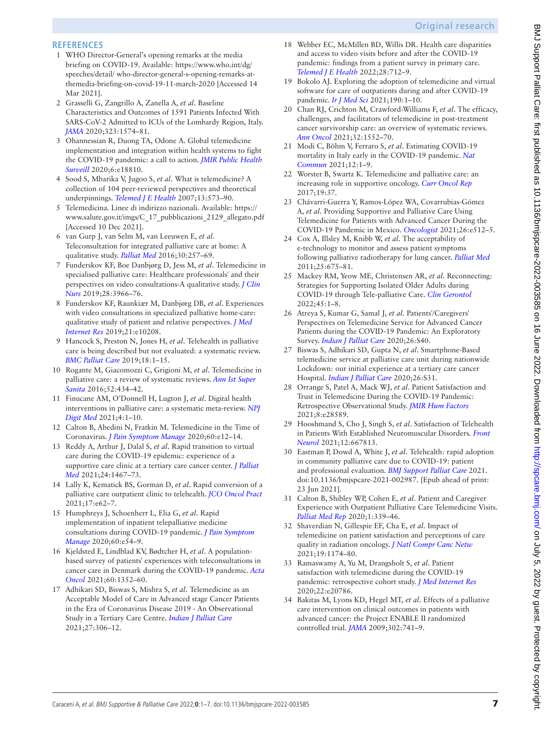## REFERENCES

1. WHO Director-General's opening remarks at the media briefing on COVID-19. Available: https://www.who.int/dg/speeches/detail/ who-director-general-s-opening-remarks-at-themedia-briefing-on-covid-19-11-march-2020 [Accessed 14 Mar 2021].
2. Grasselli G, Zangrillo A, Zanella A, *et al*. Baseline Characteristics and Outcomes of 1591 Patients Infected With SARS-CoV-2 Admitted to ICUs of the Lombardy Region, Italy. *JAMA* 2020;323:1574–81.
3. Ohannessian R, Duong TA, Odone A. Global telemedicine implementation and integration within health systems to fight the COVID-19 pandemic: a call to action. *JMIR Public Health Surveill* 2020;6:e18810.
4. Sood S, Mbarika V, Jugoo S, *et al*. What is telemedicine? A collection of 104 peer-reviewed perspectives and theoretical underpinnings. *Telemed J E Health* 2007;13:573–90.
5. Telemedicina. Linee di indirizzo nazionali. Available: https://www.salute.gov.it/imgs/C_17_pubblicazioni_2129_allegato.pdf [Accessed 10 Dec 2021].
6. van Gurp J, van Selm M, van Leeuwen E, *et al*. Teleconsultation for integrated palliative care at home: A qualitative study. *Palliat Med* 2016;30:257–69.
7. Funderskov KF, Boe Danbjørg D, Jess M, *et al*. Telemedicine in specialised palliative care: Healthcare professionals' and their perspectives on video consultations-A qualitative study. *J Clin Nurs* 2019;28:3966–76.
8. Funderskov KF, Raunkiær M, Danbjørg DB, *et al*. Experiences with video consultations in specialized palliative home-care: qualitative study of patient and relative perspectives. *J Med Internet Res* 2019;21:e10208.
9. Hancock S, Preston N, Jones H, *et al*. Telehealth in palliative care is being described but not evaluated: a systematic review. *BMC Palliat Care* 2019;18:1–15.
10. Rogante M, Giacomozzi C, Grigioni M, *et al*. Telemedicine in palliative care: a review of systematic reviews. *Ann Ist Super Sanita* 2016;52:434–42.
11. Finucane AM, O'Donnell H, Lugton J, *et al*. Digital health interventions in palliative care: a systematic meta-review. *NPJ Digit Med* 2021;4:1–10.
12. Calton B, Abedini N, Fratkin M. Telemedicine in the Time of Coronavirus. *J Pain Symptom Manage* 2020;60:e12–14.
13. Reddy A, Arthur J, Dalal S, *et al*. Rapid transition to virtual care during the COVID-19 epidemic: experience of a supportive care clinic at a tertiary care cancer center. *J Palliat Med* 2021;24:1467–73.
14. Lally K, Kematick BS, Gorman D, *et al*. Rapid conversion of a palliative care outpatient clinic to telehealth. *JCO Oncol Pract* 2021;17:e62–7.
15. Humphreys J, Schoenherr L, Elia G, *et al*. Rapid implementation of inpatient telepalliative medicine consultations during COVID-19 pandemic. *J Pain Symptom Manage* 2020;60:e54–9.
16. Kjeldsted E, Lindblad KV, Bødtcher H, *et al*. A population-based survey of patients' experiences with teleconsultations in cancer care in Denmark during the COVID-19 pandemic. *Acta Oncol* 2021;60:1352–60.
17. Adhikari SD, Biswas S, Mishra S, *et al*. Telemedicine as an Acceptable Model of Care in Advanced stage Cancer Patients in the Era of Coronavirus Disease 2019 - An Observational Study in a Tertiary Care Centre. *Indian J Palliat Care* 2021;27:306–12.
18. Webber EC, McMillen BD, Willis DR. Health care disparities and access to video visits before and after the COVID-19 pandemic: findings from a patient survey in primary care. *Telemed J E Health* 2022;28:712–9.
19. Bokolo AJ. Exploring the adoption of telemedicine and virtual software for care of outpatients during and after COVID-19 pandemic. *Ir J Med Sci* 2021;190:1–10.
20. Chan RJ, Crichton M, Crawford-Williams F, *et al*. The efficacy, challenges, and facilitators of telemedicine in post-treatment cancer survivorship care: an overview of systematic reviews. *Ann Oncol* 2021;32:1552–70.
21. Modi C, Böhm V, Ferraro S, *et al*. Estimating COVID-19 mortality in Italy early in the COVID-19 pandemic. *Nat Commun* 2021;12:1–9.
22. Worster B, Swartz K. Telemedicine and palliative care: an increasing role in supportive oncology. *Curr Oncol Rep* 2017;19:37.
23. Chávarri-Guerra Y, Ramos-López WA, Covarrubias-Gómez A, *et al*. Providing Supportive and Palliative Care Using Telemedicine for Patients with Advanced Cancer During the COVID-19 Pandemic in Mexico. *Oncologist* 2021;26:e512–5.
24. Cox A, Illsley M, Knibb W, *et al*. The acceptability of e-technology to monitor and assess patient symptoms following palliative radiotherapy for lung cancer. *Palliat Med* 2011;25:675–81.
25. Mackey RM, Yeow ME, Christensen AR, *et al*. Reconnecting: Strategies for Supporting Isolated Older Adults during COVID-19 through Tele-palliative Care. *Clin Gerontol* 2022;45:1–8.
26. Atreya S, Kumar G, Samal J, *et al*. Patients'/Caregivers' Perspectives on Telemedicine Service for Advanced Cancer Patients during the COVID-19 Pandemic: An Exploratory Survey. *Indian J Palliat Care* 2020;26:S40.
27. Biswas S, Adhikari SD, Gupta N, *et al*. Smartphone-Based telemedicine service at palliative care unit during nationwide Lockdown: our initial experience at a tertiary care cancer Hospital. *Indian J Palliat Care* 2020;26:S31.
28. Orrange S, Patel A, Mack WJ, *et al*. Patient Satisfaction and Trust in Telemedicine During the COVID-19 Pandemic: Retrospective Observational Study. *JMIR Hum Factors* 2021;8:e28589.
29. Hooshmand S, Cho J, Singh S, *et al*. Satisfaction of Telehealth in Patients With Established Neuromuscular Disorders. *Front Neurol* 2021;12:667813.
30. Eastman P, Dowd A, White J, *et al*. Telehealth: rapid adoption in community palliative care due to COVID-19: patient and professional evaluation. *BMJ Support Palliat Care* 2021. doi:10.1136/bmjspcare-2021-002987. [Epub ahead of print: 23 Jun 2021].
31. Calton B, Shibley WP, Cohen E, *et al*. Patient and Caregiver Experience with Outpatient Palliative Care Telemedicine Visits. *Palliat Med Rep* 2020;1:339–46.
32. Shaverdian N, Gillespie EF, Cha E, *et al*. Impact of telemedicine on patient satisfaction and perceptions of care quality in radiation oncology. *J Natl Compr Canc Netw* 2021;19:1174–80.
33. Ramaswamy A, Yu M, Drangsholt S, *et al*. Patient satisfaction with telemedicine during the COVID-19 pandemic: retrospective cohort study. *J Med Internet Res* 2020;22:e20786.
34. Bakitas M, Lyons KD, Hegel MT, *et al*. Effects of a palliative care intervention on clinical outcomes in patients with advanced cancer: the Project ENABLE II randomized controlled trial. *JAMA* 2009;302:741–9.